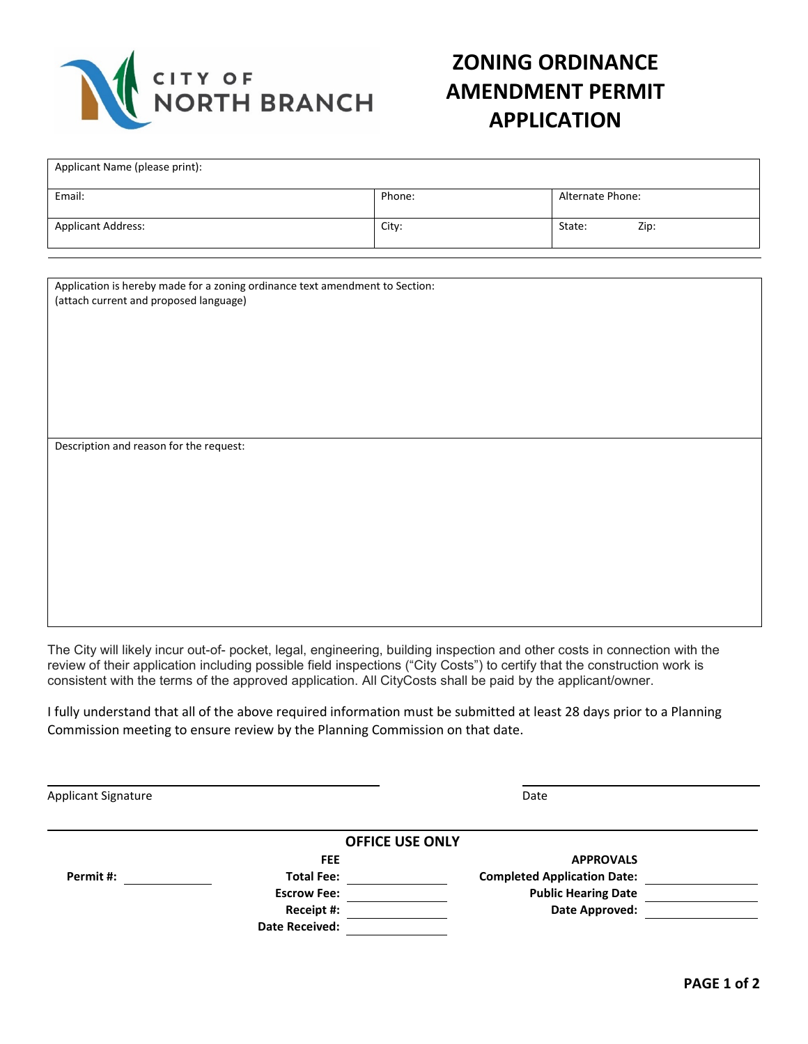CITY OF NORTH BRANCH

# ZONING ORDINANCE AMENDMENT PERMIT APPLICATION

| Applicant Name (please print): | | |
|---|---|---|
| Email: | Phone: | Alternate Phone: |
| Applicant Address: | City: | State: Zip: |

| Application is hereby made for a zoning ordinance text amendment to Section: (attach current and proposed language) |
|---|
| Description and reason for the request: |

The City will likely incur out-of- pocket, legal, engineering, building inspection and other costs in connection with the review of their application including possible field inspections ("City Costs") to certify that the construction work is consistent with the terms of the approved application. All CityCosts shall be paid by the applicant/owner.

I fully understand that all of the above required information must be submitted at least 28 days prior to a Planning Commission meeting to ensure review by the Planning Commission on that date.

Applicant Signature ______________________ Date ______________________

## OFFICE USE ONLY

| | | **FEE** | | **APPROVALS** | |
|---|---|---|---|---|---|
| **Permit #:** | | **Total Fee:** | | **Completed Application Date:** | |
| | | **Escrow Fee:** | | **Public Hearing Date** | |
| | | **Receipt #:** | | **Date Approved:** | |
| | | **Date Received:** | | | |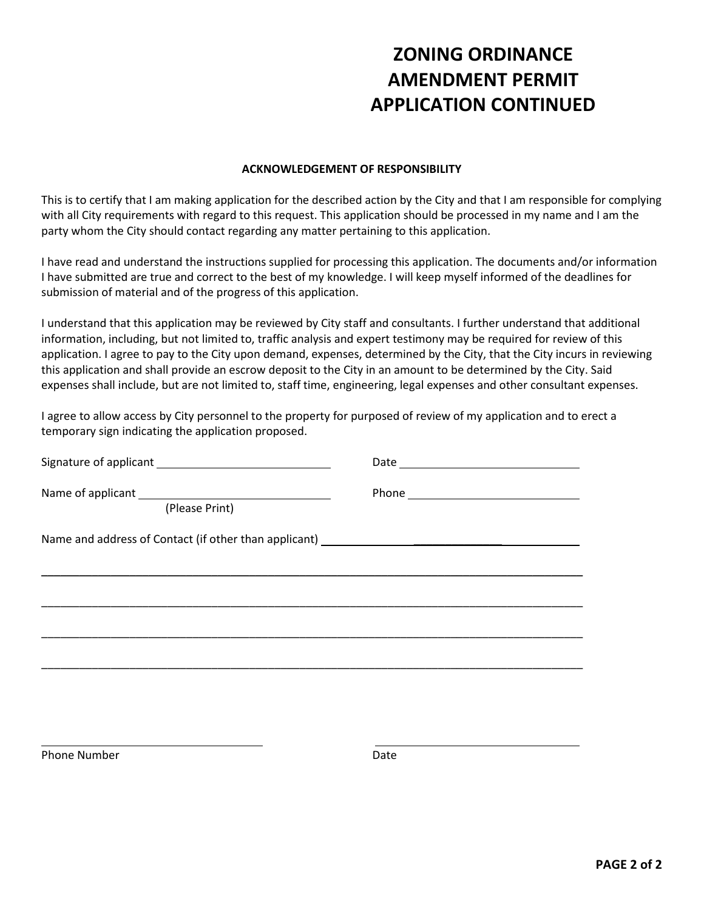# ZONING ORDINANCE AMENDMENT PERMIT APPLICATION CONTINUED

### ACKNOWLEDGEMENT OF RESPONSIBILITY

This is to certify that I am making application for the described action by the City and that I am responsible for complying with all City requirements with regard to this request. This application should be processed in my name and I am the party whom the City should contact regarding any matter pertaining to this application.

I have read and understand the instructions supplied for processing this application. The documents and/or information I have submitted are true and correct to the best of my knowledge. I will keep myself informed of the deadlines for submission of material and of the progress of this application.

I understand that this application may be reviewed by City staff and consultants. I further understand that additional information, including, but not limited to, traffic analysis and expert testimony may be required for review of this application. I agree to pay to the City upon demand, expenses, determined by the City, that the City incurs in reviewing this application and shall provide an escrow deposit to the City in an amount to be determined by the City. Said expenses shall include, but are not limited to, staff time, engineering, legal expenses and other consultant expenses.

I agree to allow access by City personnel to the property for purposed of review of my application and to erect a temporary sign indicating the application proposed.

Signature of applicant ____________________________ Date ______________________________

Name of applicant ______________________________ Phone ____________________________
(Please Print)

Name and address of Contact (if other than applicant) ______________________________________

_________________________________________________________________________________

_________________________________________________________________________________

_________________________________________________________________________________

_________________________________________________________________________________

____________________________________ ____________________________________
Phone Number Date